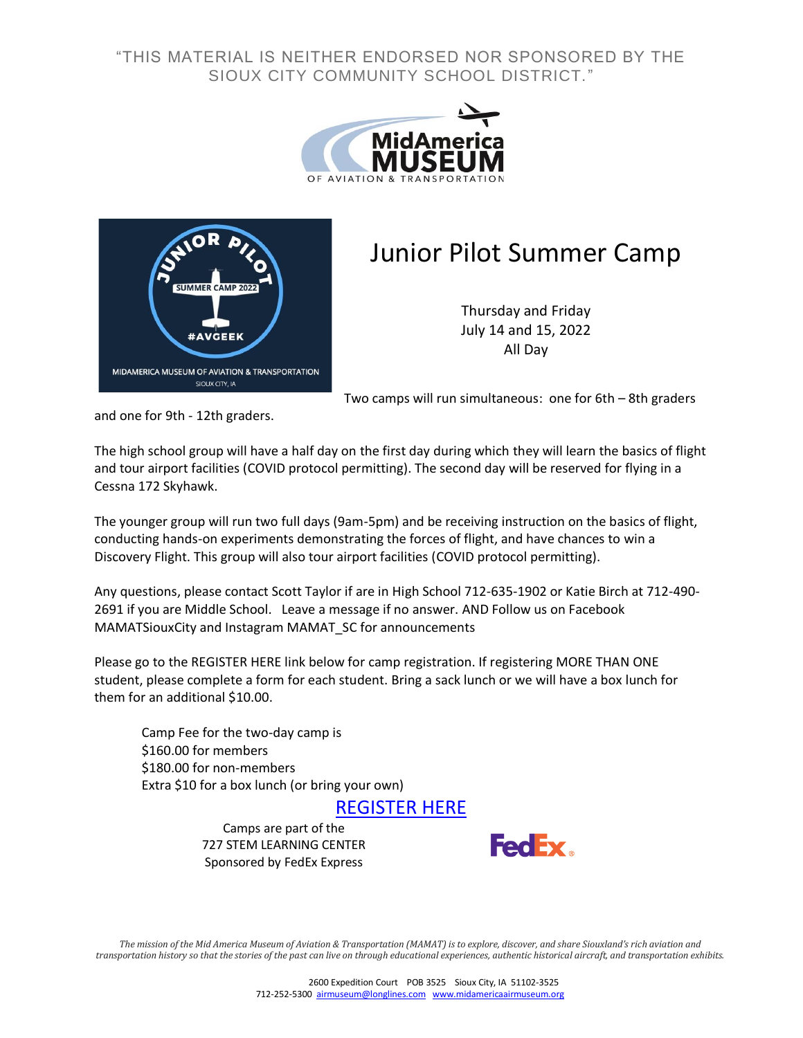"THIS MATERIAL IS NEITHER ENDORSED NOR SPONSORED BY THE SIOUX CITY COMMUNITY SCHOOL DISTRICT."

MidAmerica MUSEUM
OF AVIATION & TRANSPORTATION

# Junior Pilot Summer Camp

Thursday and Friday
July 14 and 15, 2022
All Day

Two camps will run simultaneous: one for 6th – 8th graders and one for 9th - 12th graders.

The high school group will have a half day on the first day during which they will learn the basics of flight and tour airport facilities (COVID protocol permitting). The second day will be reserved for flying in a Cessna 172 Skyhawk.

The younger group will run two full days (9am-5pm) and be receiving instruction on the basics of flight, conducting hands-on experiments demonstrating the forces of flight, and have chances to win a Discovery Flight. This group will also tour airport facilities (COVID protocol permitting).

Any questions, please contact Scott Taylor if are in High School 712-635-1902 or Katie Birch at 712-490-2691 if you are Middle School. Leave a message if no answer. AND Follow us on Facebook MAMATSiouxCity and Instagram MAMAT_SC for announcements

Please go to the REGISTER HERE link below for camp registration. If registering MORE THAN ONE student, please complete a form for each student. Bring a sack lunch or we will have a box lunch for them for an additional $10.00.

Camp Fee for the two-day camp is
$160.00 for members
$180.00 for non-members
Extra $10 for a box lunch (or bring your own)

REGISTER HERE

Camps are part of the
727 STEM LEARNING CENTER
Sponsored by FedEx Express

*The mission of the Mid America Museum of Aviation & Transportation (MAMAT) is to explore, discover, and share Siouxland's rich aviation and transportation history so that the stories of the past can live on through educational experiences, authentic historical aircraft, and transportation exhibits.*

2600 Expedition Court POB 3525 Sioux City, IA 51102-3525
712-252-5300 airmuseum@longlines.com www.midamericaairmuseum.org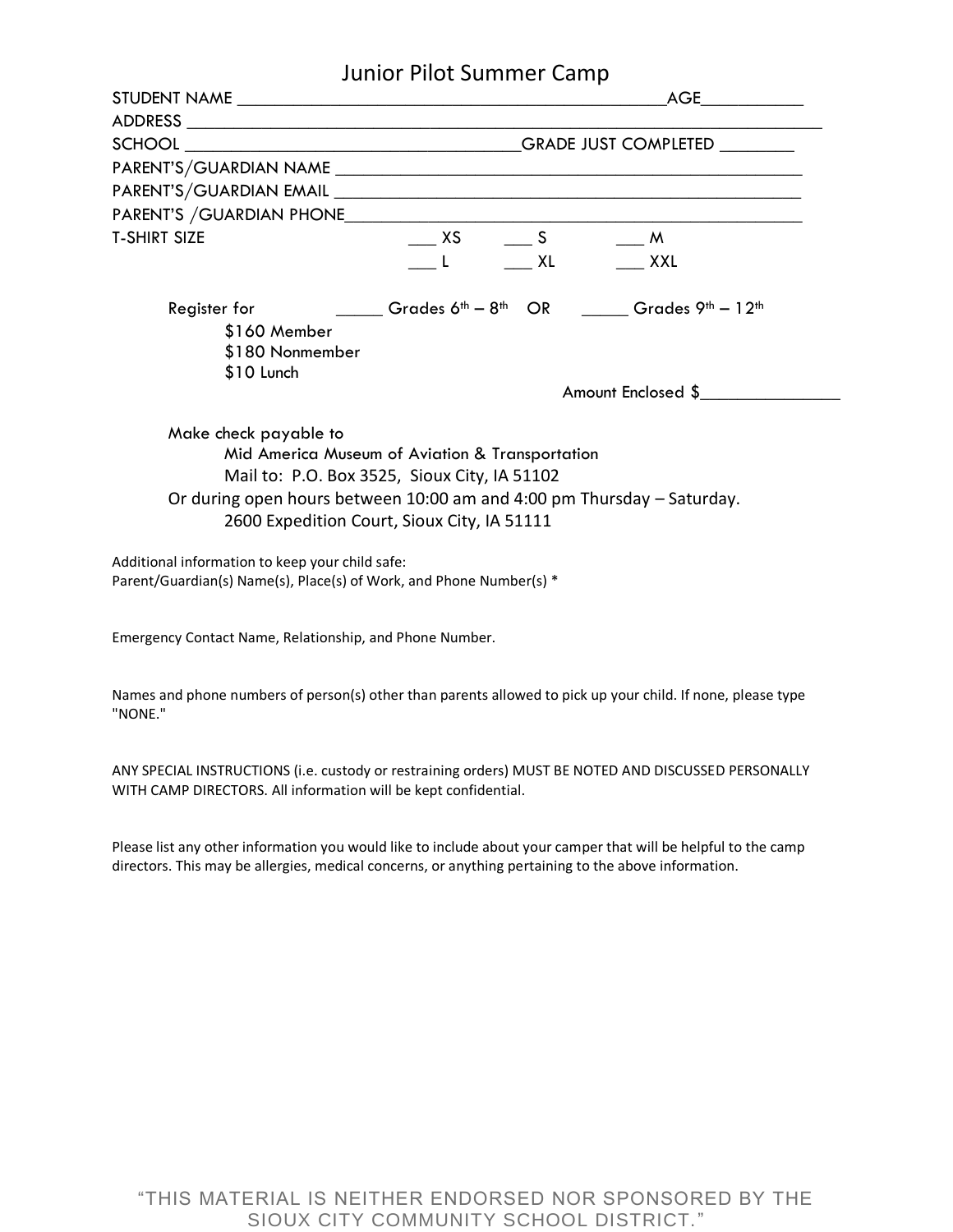# Junior Pilot Summer Camp

STUDENT NAME _______________________________________________AGE___________

ADDRESS ______________________________________________________________________

SCHOOL _____________________________________GRADE JUST COMPLETED ________

PARENT'S/GUARDIAN NAME ___________________________________________________

PARENT'S/GUARDIAN EMAIL ___________________________________________________

PARENT'S /GUARDIAN PHONE___________________________________________________

T-SHIRT SIZE ___ XS ___ S ___ M

___ L ___ XL ___ XXL

Register for _____ Grades 6th – 8th OR _____ Grades 9th – 12th

$160 Member
$180 Nonmember
$10 Lunch

Amount Enclosed $_______________

Make check payable to

Mid America Museum of Aviation & Transportation
Mail to: P.O. Box 3525, Sioux City, IA 51102

Or during open hours between 10:00 am and 4:00 pm Thursday – Saturday.

2600 Expedition Court, Sioux City, IA 51111

Additional information to keep your child safe:
Parent/Guardian(s) Name(s), Place(s) of Work, and Phone Number(s) *

Emergency Contact Name, Relationship, and Phone Number.

Names and phone numbers of person(s) other than parents allowed to pick up your child. If none, please type "NONE."

ANY SPECIAL INSTRUCTIONS (i.e. custody or restraining orders) MUST BE NOTED AND DISCUSSED PERSONALLY WITH CAMP DIRECTORS. All information will be kept confidential.

Please list any other information you would like to include about your camper that will be helpful to the camp directors. This may be allergies, medical concerns, or anything pertaining to the above information.

"THIS MATERIAL IS NEITHER ENDORSED NOR SPONSORED BY THE SIOUX CITY COMMUNITY SCHOOL DISTRICT."